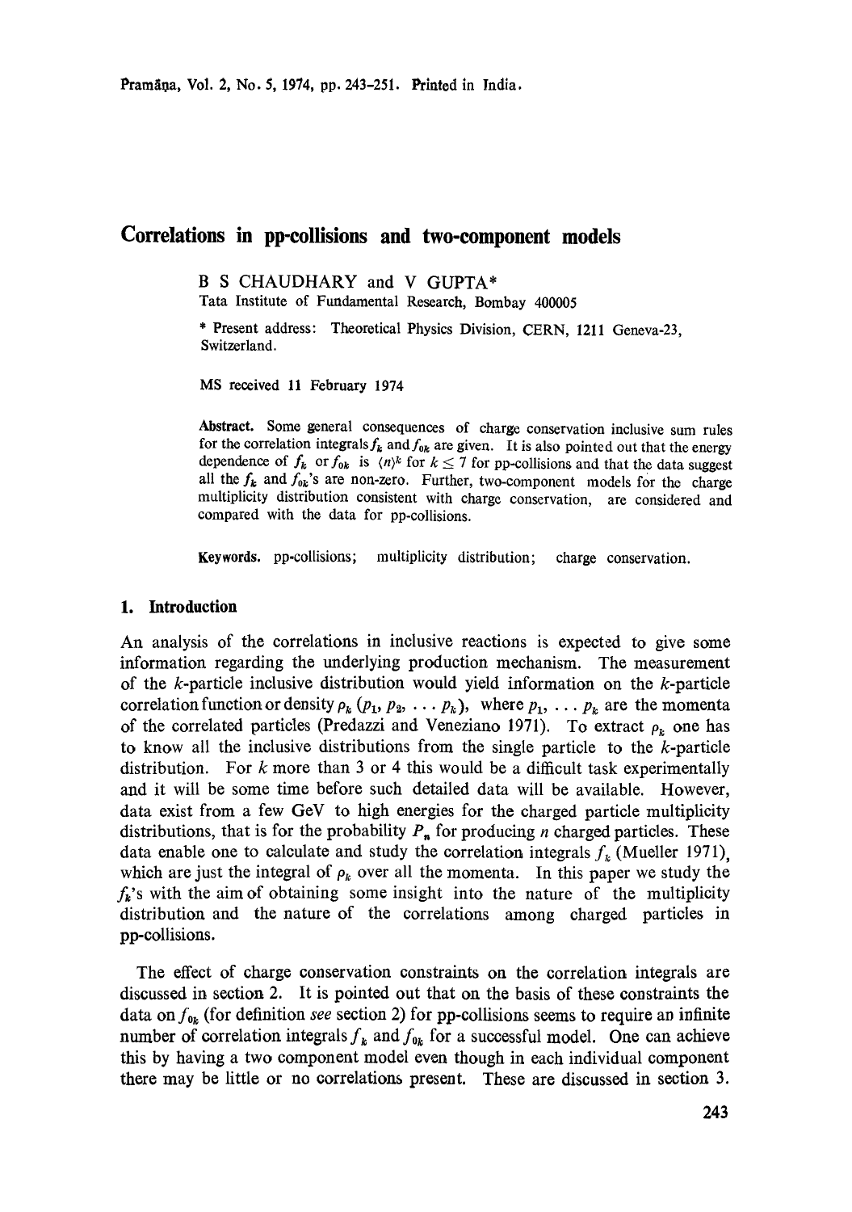# Correlations in pp-collisions and two-component models

B S CHAUDHARY and V GUPTA*

Tata Institute of Fundamental Research, Bombay 400005

* Present address: Theoretical Physics Division, CERN, 1211 Geneva-23, Switzerland.

MS received 11 February 1974

**Abstract.** Some general consequences of charge conservation inclusive sum rules for the correlation integrals $f_k$ and $f_{0k}$ are given. It is also pointed out that the energy dependence of $f_k$ or $f_{0k}$ is $\langle n \rangle^k$ for $k \leq 7$ for pp-collisions and that the data suggest all the $f_k$ and $f_{0k}$'s are non-zero. Further, two-component models for the charge multiplicity distribution consistent with charge conservation, are considered and compared with the data for pp-collisions.

**Keywords.** pp-collisions; multiplicity distribution; charge conservation.

## 1. Introduction

An analysis of the correlations in inclusive reactions is expected to give some information regarding the underlying production mechanism. The measurement of the $k$-particle inclusive distribution would yield information on the $k$-particle correlation function or density $\rho_k$ $(p_1, p_2, \ldots p_k)$, where $p_1, \ldots p_k$ are the momenta of the correlated particles (Predazzi and Veneziano 1971). To extract $\rho_k$ one has to know all the inclusive distributions from the single particle to the $k$-particle distribution. For $k$ more than 3 or 4 this would be a difficult task experimentally and it will be some time before such detailed data will be available. However, data exist from a few GeV to high energies for the charged particle multiplicity distributions, that is for the probability $P_n$ for producing $n$ charged particles. These data enable one to calculate and study the correlation integrals $f_k$ (Mueller 1971), which are just the integral of $\rho_k$ over all the momenta. In this paper we study the $f_k$'s with the aim of obtaining some insight into the nature of the multiplicity distribution and the nature of the correlations among charged particles in pp-collisions.

The effect of charge conservation constraints on the correlation integrals are discussed in section 2. It is pointed out that on the basis of these constraints the data on $f_{0k}$ (for definition *see* section 2) for pp-collisions seems to require an infinite number of correlation integrals $f_k$ and $f_{0k}$ for a successful model. One can achieve this by having a two component model even though in each individual component there may be little or no correlations present. These are discussed in section 3.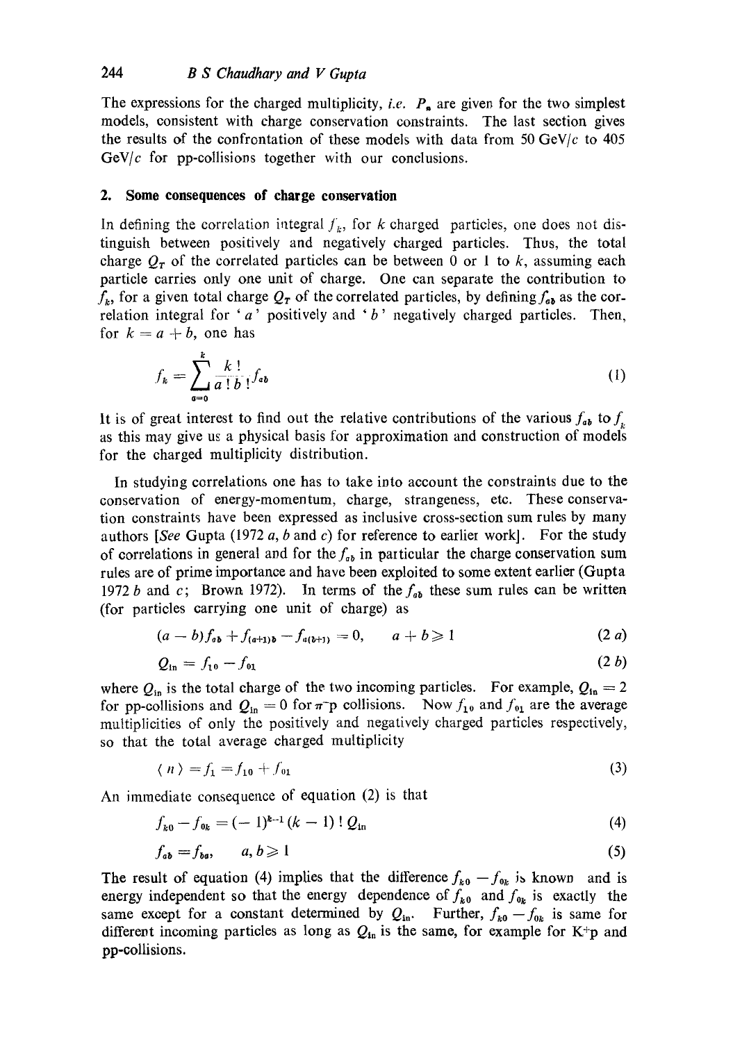The expressions for the charged multiplicity, *i.e.* $P_n$ are given for the two simplest models, consistent with charge conservation constraints. The last section gives the results of the confrontation of these models with data from 50 GeV/$c$ to 405 GeV/$c$ for pp-collisions together with our conclusions.

## 2. Some consequences of charge conservation

In defining the correlation integral $f_k$, for $k$ charged particles, one does not distinguish between positively and negatively charged particles. Thus, the total charge $Q_T$ of the correlated particles can be between 0 or 1 to $k$, assuming each particle carries only one unit of charge. One can separate the contribution to $f_k$, for a given total charge $Q_T$ of the correlated particles, by defining $f_{ab}$ as the correlation integral for '$a$' positively and '$b$' negatively charged particles. Then, for $k = a + b$, one has

$$f_k = \sum_{a=0}^{k} \frac{k!}{a!\,b!} f_{ab} \tag{1}$$

It is of great interest to find out the relative contributions of the various $f_{ab}$ to $f_k$ as this may give us a physical basis for approximation and construction of models for the charged multiplicity distribution.

In studying correlations one has to take into account the constraints due to the conservation of energy-momentum, charge, strangeness, etc. These conservation constraints have been expressed as inclusive cross-section sum rules by many authors [*See* Gupta (1972 *a*, *b* and *c*) for reference to earlier work]. For the study of correlations in general and for the $f_{ab}$ in particular the charge conservation sum rules are of prime importance and have been exploited to some extent earlier (Gupta 1972 *b* and *c*; Brown 1972). In terms of the $f_{ab}$ these sum rules can be written (for particles carrying one unit of charge) as

$$(a - b) f_{ab} + f_{(a+1)b} - f_{a(b+1)} = 0, \qquad a + b \geqslant 1 \tag{2 a}$$

$$Q_{\text{in}} = f_{10} - f_{01} \tag{2 b}$$

where $Q_{\text{in}}$ is the total charge of the two incoming particles. For example, $Q_{\text{in}} = 2$ for pp-collisions and $Q_{\text{in}} = 0$ for $\pi^-$p collisions. Now $f_{10}$ and $f_{01}$ are the average multiplicities of only the positively and negatively charged particles respectively, so that the total average charged multiplicity

$$\langle n \rangle = f_1 = f_{10} + f_{01} \tag{3}$$

An immediate consequence of equation (2) is that

$$f_{k0} - f_{0k} = (-1)^{k-1} (k-1)!\, Q_{\text{in}} \tag{4}$$

$$f_{ab} = f_{ba}, \qquad a, b \geqslant 1 \tag{5}$$

The result of equation (4) implies that the difference $f_{k0} - f_{0k}$ is known and is energy independent so that the energy dependence of $f_{k0}$ and $f_{0k}$ is exactly the same except for a constant determined by $Q_{\text{in}}$. Further, $f_{k0} - f_{0k}$ is same for different incoming particles as long as $Q_{\text{in}}$ is the same, for example for K$^+$p and pp-collisions.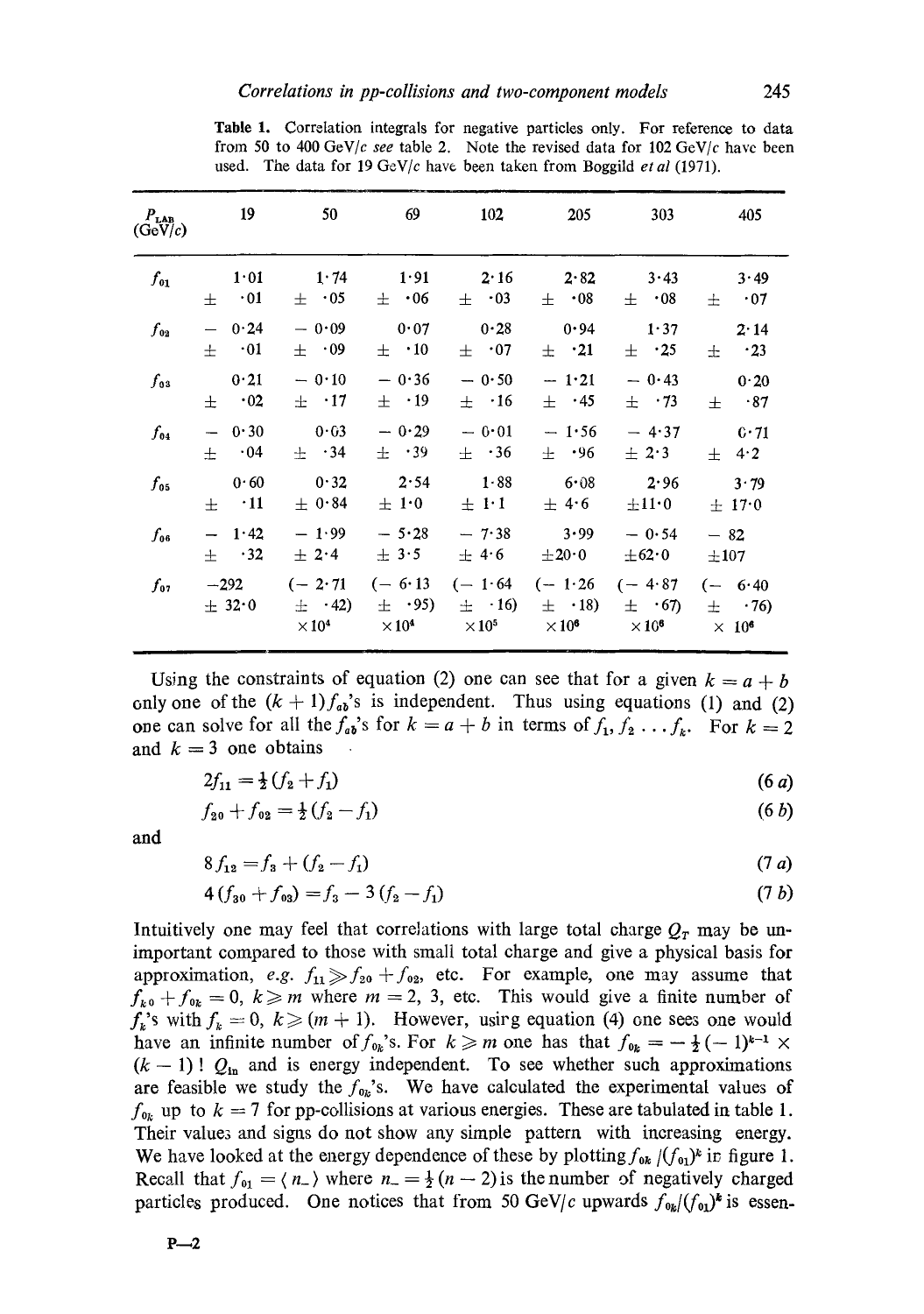**Table 1.** Correlation integrals for negative particles only. For reference to data from 50 to 400 GeV/$c$ *see* table 2. Note the revised data for 102 GeV/$c$ have been used. The data for 19 GeV/$c$ have been taken from Boggild *et al* (1971).

| $P_{LAB}$ (GeV/$c$) | 19 | 50 | 69 | 102 | 205 | 303 | 405 |
|---|---|---|---|---|---|---|---|
| $f_{01}$ | 1·01 $\pm$ ·01 | 1·74 $\pm$ ·05 | 1·91 $\pm$ ·06 | 2·16 $\pm$ ·03 | 2·82 $\pm$ ·08 | 3·43 $\pm$ ·08 | 3·49 $\pm$ ·07 |
| $f_{02}$ | − 0·24 $\pm$ ·01 | − 0·09 $\pm$ ·09 | 0·07 $\pm$ ·10 | 0·28 $\pm$ ·07 | 0·94 $\pm$ ·21 | 1·37 $\pm$ ·25 | 2·14 $\pm$ ·23 |
| $f_{03}$ | 0·21 $\pm$ ·02 | − 0·10 $\pm$ ·17 | − 0·36 $\pm$ ·19 | − 0·50 $\pm$ ·16 | − 1·21 $\pm$ ·45 | − 0·43 $\pm$ ·73 | 0·20 $\pm$ ·87 |
| $f_{04}$ | − 0·30 $\pm$ ·04 | 0·03 $\pm$ ·34 | − 0·29 $\pm$ ·39 | − 0·01 $\pm$ ·36 | − 1·56 $\pm$ ·96 | − 4·37 $\pm$ 2·3 | 0·71 $\pm$ 4·2 |
| $f_{05}$ | 0·60 $\pm$ ·11 | 0·32 $\pm$ 0·84 | 2·54 $\pm$ 1·0 | 1·88 $\pm$ 1·1 | 6·08 $\pm$ 4·6 | 2·96 $\pm$11·0 | 3·79 $\pm$ 17·0 |
| $f_{06}$ | − 1·42 $\pm$ ·32 | − 1·99 $\pm$ 2·4 | − 5·28 $\pm$ 3·5 | − 7·38 $\pm$ 4·6 | 3·99 $\pm$20·0 | − 0·54 $\pm$62·0 | − 82 $\pm$107 |
| $f_{07}$ | −292 $\pm$ 32·0 | (− 2·71 $\pm$ ·42) $\times 10^4$ | (− 6·13 $\pm$ ·95) $\times 10^4$ | (− 1·64 $\pm$ ·16) $\times 10^5$ | (− 1·26 $\pm$ ·18) $\times 10^6$ | (− 4·87 $\pm$ ·67) $\times 10^6$ | (− 6·40 $\pm$ ·76) $\times 10^6$ |

Using the constraints of equation (2) one can see that for a given $k = a + b$ only one of the $(k + 1) f_{ab}$'s is independent. Thus using equations (1) and (2) one can solve for all the $f_{ab}$'s for $k = a + b$ in terms of $f_1, f_2 \ldots f_k$. For $k = 2$ and $k = 3$ one obtains

$$2f_{11} = \tfrac{1}{2}(f_2 + f_1) \tag{6 a}$$

$$f_{20} + f_{02} = \tfrac{1}{2}(f_2 - f_1) \tag{6 b}$$

and

$$8 f_{12} = f_3 + (f_2 - f_1) \tag{7 a}$$

$$4(f_{30} + f_{03}) = f_3 - 3(f_2 - f_1) \tag{7 b}$$

Intuitively one may feel that correlations with large total charge $Q_T$ may be unimportant compared to those with small total charge and give a physical basis for approximation, *e.g.* $f_{11} \gg f_{20} + f_{02}$, etc. For example, one may assume that $f_{k0} + f_{0k} = 0$, $k \geqslant m$ where $m = 2$, 3, etc. This would give a finite number of $f_k$'s with $f_k = 0$, $k \geqslant (m + 1)$. However, using equation (4) one sees one would have an infinite number of $f_{0k}$'s. For $k \geqslant m$ one has that $f_{0k} = -\tfrac{1}{2}(-1)^{k-1} \times (k-1)!\, Q_{in}$ and is energy independent. To see whether such approximations are feasible we study the $f_{0k}$'s. We have calculated the experimental values of $f_{0k}$ up to $k = 7$ for pp-collisions at various energies. These are tabulated in table 1. Their values and signs do not show any simple pattern with increasing energy. We have looked at the energy dependence of these by plotting $f_{0k}/(f_{01})^k$ in figure 1. Recall that $f_{01} = \langle n_- \rangle$ where $n_- = \tfrac{1}{2}(n - 2)$ is the number of negatively charged particles produced. One notices that from 50 GeV/$c$ upwards $f_{0k}/(f_{01})^k$ is essen-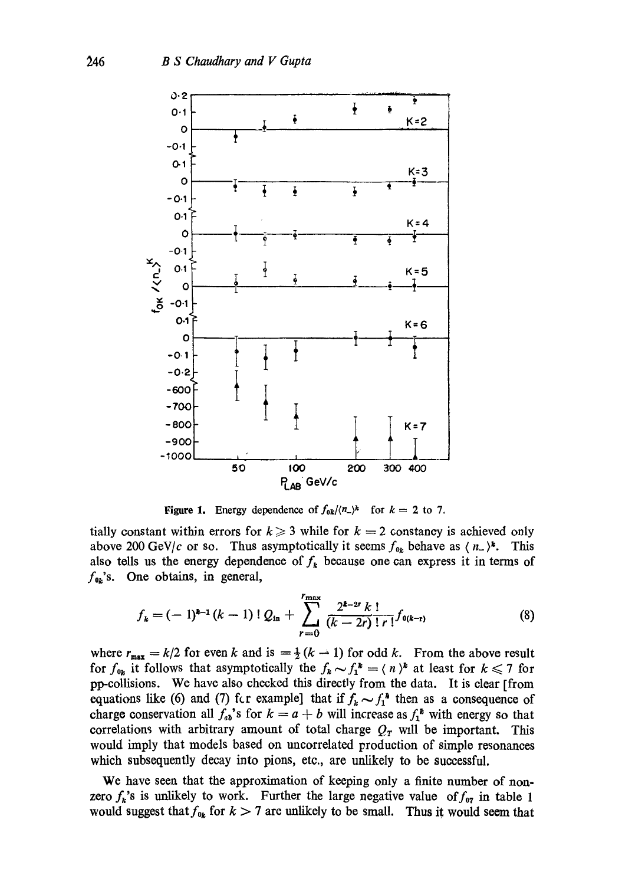**Figure 1.** Energy dependence of $f_{0k}/\langle n_-\rangle^k$ for $k = 2$ to 7.

tially constant within errors for $k \geqslant 3$ while for $k = 2$ constancy is achieved only above 200 GeV/$c$ or so. Thus asymptotically it seems $f_{0k}$ behave as $\langle n_-\rangle^k$. This also tells us the energy dependence of $f_k$ because one can express it in terms of $f_{0k}$'s. One obtains, in general,

$$f_k = (-1)^{k-1}(k-1)!\, Q_{\text{in}} + \sum_{r=0}^{r_{\max}} \frac{2^{k-2r}\, k!}{(k-2r)!\, r!} f_{0(k-r)} \tag{8}$$

where $r_{\max} = k/2$ for even $k$ and is $= \frac{1}{2}(k-1)$ for odd $k$. From the above result for $f_{0k}$ it follows that asymptotically the $f_k \sim f_1^k = \langle n\rangle^k$ at least for $k \leqslant 7$ for pp-collisions. We have also checked this directly from the data. It is clear [from equations like (6) and (7) for example] that if $f_k \sim f_1^k$ then as a consequence of charge conservation all $f_{ab}$'s for $k = a + b$ will increase as $f_1^k$ with energy so that correlations with arbitrary amount of total charge $Q_T$ will be important. This would imply that models based on uncorrelated production of simple resonances which subsequently decay into pions, etc., are unlikely to be successful.

We have seen that the approximation of keeping only a finite number of non-zero $f_k$'s is unlikely to work. Further the large negative value of $f_{07}$ in table 1 would suggest that $f_{0k}$ for $k > 7$ are unlikely to be small. Thus it would seem that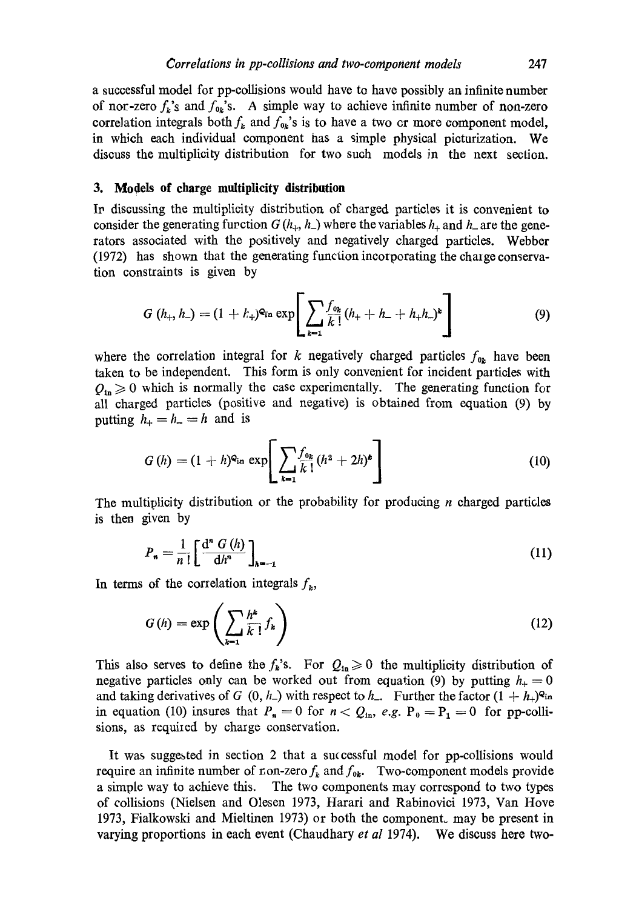a successful model for pp-collisions would have to have possibly an infinite number of non-zero $f_k$'s and $f_{0k}$'s. A simple way to achieve infinite number of non-zero correlation integrals both $f_k$ and $f_{0k}$'s is to have a two or more component model, in which each individual component has a simple physical picturization. We discuss the multiplicity distribution for two such models in the next section.

## 3. Models of charge multiplicity distribution

In discussing the multiplicity distribution of charged particles it is convenient to consider the generating function $G(h_+, h_-)$ where the variables $h_+$ and $h_-$ are the generators associated with the positively and negatively charged particles. Webber (1972) has shown that the generating function incorporating the charge conservation constraints is given by

$$G(h_+, h_-) = (1 + h_+)^{Q_{in}} \exp\left[\sum_{k=1} \frac{f_{0k}}{k!}(h_+ + h_- + h_+h_-)^k\right] \tag{9}$$

where the correlation integral for $k$ negatively charged particles $f_{0k}$ have been taken to be independent. This form is only convenient for incident particles with $Q_{in} \geqslant 0$ which is normally the case experimentally. The generating function for all charged particles (positive and negative) is obtained from equation (9) by putting $h_+ = h_- = h$ and is

$$G(h) = (1 + h)^{Q_{in}} \exp\left[\sum_{k=1} \frac{f_{0k}}{k!}(h^2 + 2h)^k\right] \tag{10}$$

The multiplicity distribution or the probability for producing $n$ charged particles is then given by

$$P_n = \frac{1}{n!}\left[\frac{d^n G(h)}{dh^n}\right]_{h=-1} \tag{11}$$

In terms of the correlation integrals $f_k$,

$$G(h) = \exp\left(\sum_{k=1} \frac{h^k}{k!} f_k\right) \tag{12}$$

This also serves to define the $f_k$'s. For $Q_{in} \geqslant 0$ the multiplicity distribution of negative particles only can be worked out from equation (9) by putting $h_+ = 0$ and taking derivatives of $G(0, h_-)$ with respect to $h_-$. Further the factor $(1 + h_+)^{Q_{in}}$ in equation (10) insures that $P_n = 0$ for $n < Q_{in}$, *e.g.* $P_0 = P_1 = 0$ for pp-collisions, as required by charge conservation.

It was suggested in section 2 that a successful model for pp-collisions would require an infinite number of non-zero $f_k$ and $f_{0k}$. Two-component models provide a simple way to achieve this. The two components may correspond to two types of collisions (Nielsen and Olesen 1973, Harari and Rabinovici 1973, Van Hove 1973, Fialkowski and Mieltinen 1973) or both the components may be present in varying proportions in each event (Chaudhary *et al* 1974). We discuss here two-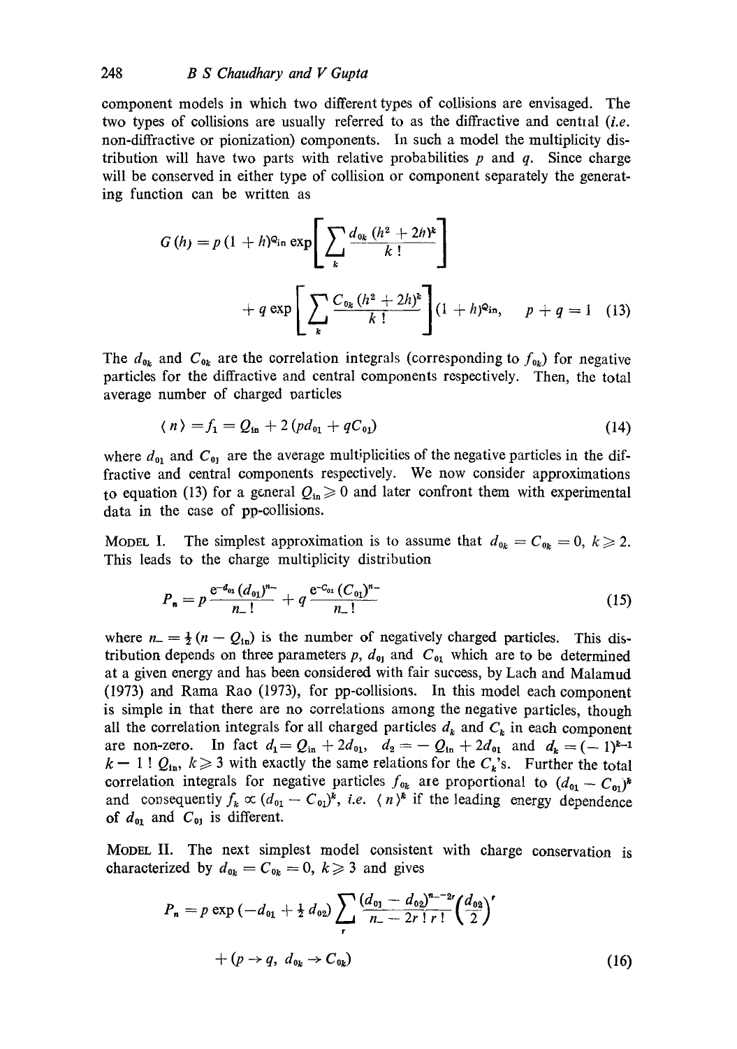component models in which two different types of collisions are envisaged. The two types of collisions are usually referred to as the diffractive and central (*i.e.* non-diffractive or pionization) components. In such a model the multiplicity distribution will have two parts with relative probabilities $p$ and $q$. Since charge will be conserved in either type of collision or component separately the generating function can be written as

$$G(h) = p\,(1+h)^{Q_{\text{in}}} \exp\left[\sum_k \frac{d_{0k}\,(h^2+2h)^k}{k\,!}\right] + q \exp\left[\sum_k \frac{C_{0k}\,(h^2+2h)^k}{k\,!}\right](1+h)^{Q_{\text{in}}}, \quad p+q=1 \tag{13}$$

The $d_{0k}$ and $C_{0k}$ are the correlation integrals (corresponding to $f_{0k}$) for negative particles for the diffractive and central components respectively. Then, the total average number of charged particles

$$\langle n \rangle = f_1 = Q_{\text{in}} + 2\,(p d_{01} + q C_{01}) \tag{14}$$

where $d_{01}$ and $C_{01}$ are the average multiplicities of the negative particles in the diffractive and central components respectively. We now consider approximations to equation (13) for a general $Q_{\text{in}} \geqslant 0$ and later confront them with experimental data in the case of pp-collisions.

**Model I.** The simplest approximation is to assume that $d_{0k} = C_{0k} = 0$, $k \geqslant 2$. This leads to the charge multiplicity distribution

$$P_n = p\,\frac{e^{-d_{01}}\,(d_{01})^{n_-}}{n_-\,!} + q\,\frac{e^{-C_{01}}\,(C_{01})^{n_-}}{n_-\,!} \tag{15}$$

where $n_- = \frac{1}{2}(n - Q_{\text{in}})$ is the number of negatively charged particles. This distribution depends on three parameters $p$, $d_{01}$ and $C_{01}$ which are to be determined at a given energy and has been considered with fair success, by Lach and Malamud (1973) and Rama Rao (1973), for pp-collisions. In this model each component is simple in that there are no correlations among the negative particles, though all the correlation integrals for all charged particles $d_k$ and $C_k$ in each component are non-zero. In fact $d_1 = Q_{\text{in}} + 2d_{01}$, $d_2 = -Q_{\text{in}} + 2d_{01}$ and $d_k = (-1)^{k-1}\,\overline{k-1}\,!\,Q_{\text{in}}$, $k \geqslant 3$ with exactly the same relations for the $C_k$'s. Further the total correlation integrals for negative particles $f_{0k}$ are proportional to $(d_{01} - C_{01})^k$ and consequently $f_k \propto (d_{01} - C_{01})^k$, *i.e.* $\langle n \rangle^k$ if the leading energy dependence of $d_{01}$ and $C_{01}$ is different.

**Model II.** The next simplest model consistent with charge conservation is characterized by $d_{0k} = C_{0k} = 0$, $k \geqslant 3$ and gives

$$P_n = p \exp\left(-d_{01} + \tfrac{1}{2}\, d_{02}\right) \sum_r \frac{(d_{01} - d_{02})^{n_- - 2r}}{\overline{n_- - 2r}\,!\; r\,!}\left(\frac{d_{02}}{2}\right)^r + (p \to q,\; d_{0k} \to C_{0k}) \tag{16}$$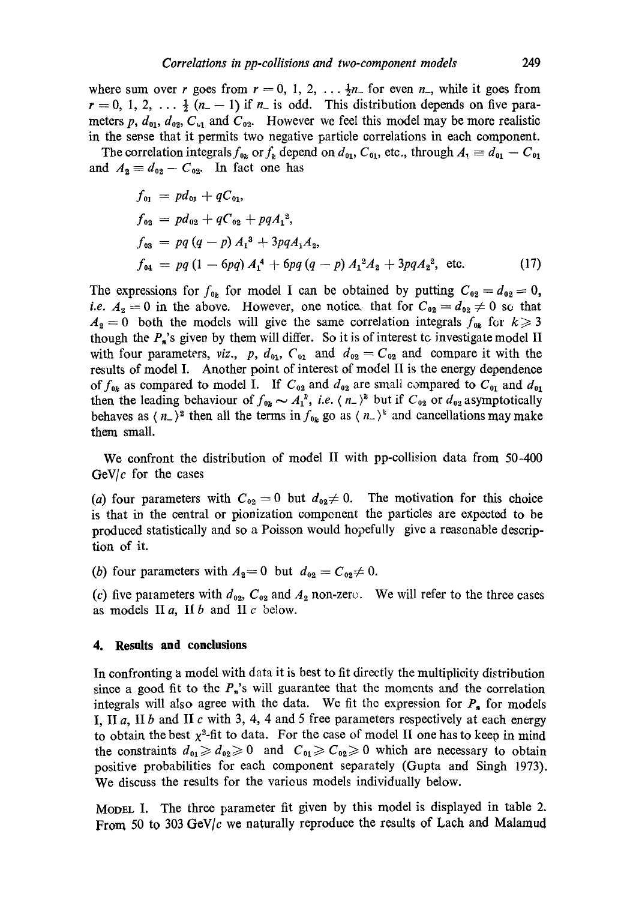where sum over $r$ goes from $r = 0, 1, 2, \ldots \frac{1}{2}n_-$ for even $n_-$, while it goes from $r = 0, 1, 2, \ldots \frac{1}{2}(n_- - 1)$ if $n_-$ is odd. This distribution depends on five parameters $p$, $d_{01}$, $d_{02}$, $C_{01}$ and $C_{02}$. However we feel this model may be more realistic in the sense that it permits two negative particle correlations in each component.

The correlation integrals $f_{0k}$ or $f_k$ depend on $d_{01}$, $C_{01}$, etc., through $A_1 \equiv d_{01} - C_{01}$ and $A_2 \equiv d_{02} - C_{02}$. In fact one has

$$
\begin{aligned}
f_{01} &= pd_{01} + qC_{01}, \\
f_{02} &= pd_{02} + qC_{02} + pqA_1^2, \\
f_{03} &= pq(q-p)A_1^3 + 3pqA_1A_2, \\
f_{04} &= pq(1-6pq)A_1^4 + 6pq(q-p)A_1^2A_2 + 3pqA_2^2, \text{ etc.}
\end{aligned}
\tag{17}
$$

The expressions for $f_{0k}$ for model I can be obtained by putting $C_{02} = d_{02} = 0$, *i.e.* $A_2 = 0$ in the above. However, one notices that for $C_{02} = d_{02} \neq 0$ so that $A_2 = 0$ both the models will give the same correlation integrals $f_{0k}$ for $k \geqslant 3$ though the $P_n$'s given by them will differ. So it is of interest to investigate model II with four parameters, *viz.*, $p$, $d_{01}$, $C_{01}$ and $d_{02} = C_{02}$ and compare it with the results of model I. Another point of interest of model II is the energy dependence of $f_{0k}$ as compared to model I. If $C_{02}$ and $d_{02}$ are small compared to $C_{01}$ and $d_{01}$ then the leading behaviour of $f_{0k} \sim A_1^k$, *i.e.* $\langle n_- \rangle^k$ but if $C_{02}$ or $d_{02}$ asymptotically behaves as $\langle n_- \rangle^2$ then all the terms in $f_{0k}$ go as $\langle n_- \rangle^k$ and cancellations may make them small.

We confront the distribution of model II with pp-collision data from 50–400 GeV/$c$ for the cases

(*a*) four parameters with $C_{02} = 0$ but $d_{02} \neq 0$. The motivation for this choice is that in the central or pionization component the particles are expected to be produced statistically and so a Poisson would hopefully give a reasonable description of it.

(*b*) four parameters with $A_2 = 0$ but $d_{02} = C_{02} \neq 0$.

(*c*) five parameters with $d_{02}$, $C_{02}$ and $A_2$ non-zero. We will refer to the three cases as models II *a*, II *b* and II *c* below.

## 4. Results and conclusions

In confronting a model with data it is best to fit directly the multiplicity distribution since a good fit to the $P_n$'s will guarantee that the moments and the correlation integrals will also agree with the data. We fit the expression for $P_n$ for models I, II *a*, II *b* and II *c* with 3, 4, 4 and 5 free parameters respectively at each energy to obtain the best $\chi^2$-fit to data. For the case of model II one has to keep in mind the constraints $d_{01} \geqslant d_{02} \geqslant 0$ and $C_{01} \geqslant C_{02} \geqslant 0$ which are necessary to obtain positive probabilities for each component separately (Gupta and Singh 1973). We discuss the results for the various models individually below.

MODEL I. The three parameter fit given by this model is displayed in table 2. From 50 to 303 GeV/$c$ we naturally reproduce the results of Lach and Malamud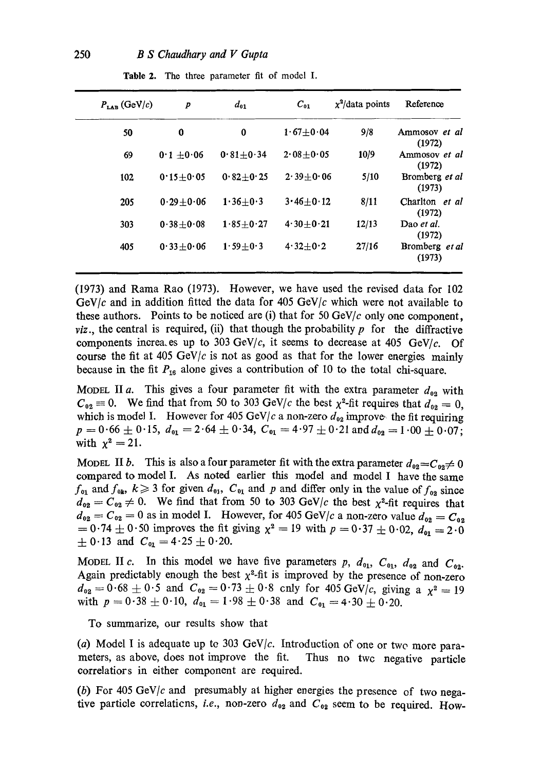Table 2. The three parameter fit of model I.

| $P_{LAB}$ (GeV/c) | $p$ | $d_{01}$ | $C_{01}$ | $\chi^2$/data points | Reference |
|---|---|---|---|---|---|
| 50 | 0 | 0 | $1\cdot67\pm0\cdot04$ | 9/8 | Ammosov *et al* (1972) |
| 69 | $0\cdot1\pm0\cdot06$ | $0\cdot81\pm0\cdot34$ | $2\cdot08\pm0\cdot05$ | 10/9 | Ammosov *et al* (1972) |
| 102 | $0\cdot15\pm0\cdot05$ | $0\cdot82\pm0\cdot25$ | $2\cdot39\pm0\cdot06$ | 5/10 | Bromberg *et al* (1973) |
| 205 | $0\cdot29\pm0\cdot06$ | $1\cdot36\pm0\cdot3$ | $3\cdot46\pm0\cdot12$ | 8/11 | Charlton *et al* (1972) |
| 303 | $0\cdot38\pm0\cdot08$ | $1\cdot85\pm0\cdot27$ | $4\cdot30\pm0\cdot21$ | 12/13 | Dao *et al.* (1972) |
| 405 | $0\cdot33\pm0\cdot06$ | $1\cdot59\pm0\cdot3$ | $4\cdot32\pm0\cdot2$ | 27/16 | Bromberg *et al* (1973) |

(1973) and Rama Rao (1973). However, we have used the revised data for 102 GeV/$c$ and in addition fitted the data for 405 GeV/$c$ which were not available to these authors. Points to be noticed are (i) that for 50 GeV/$c$ only one component, *viz*., the central is required, (ii) that though the probability $p$ for the diffractive components increases up to 303 GeV/$c$, it seems to decrease at 405 GeV/$c$. Of course the fit at 405 GeV/$c$ is not as good as that for the lower energies mainly because in the fit $P_{16}$ alone gives a contribution of 10 to the total chi-square.

MODEL II *a*. This gives a four parameter fit with the extra parameter $d_{02}$ with $C_{02} \equiv 0$. We find that from 50 to 303 GeV/$c$ the best $\chi^2$-fit requires that $d_{02} = 0$, which is model I. However for 405 GeV/$c$ a non-zero $d_{02}$ improves the fit requiring $p = 0\cdot66 \pm 0\cdot15$, $d_{01} = 2\cdot64 \pm 0\cdot34$, $C_{01} = 4\cdot97 \pm 0\cdot21$ and $d_{02} = 1\cdot00 \pm 0\cdot07$; with $\chi^2 = 21$.

MODEL II *b*. This is also a four parameter fit with the extra parameter $d_{02}=C_{02}\neq 0$ compared to model I. As noted earlier this model and model I have the same $f_{01}$ and $f_{0k}$, $k \geqslant 3$ for given $d_{01}$, $C_{01}$ and $p$ and differ only in the value of $f_{02}$ since $d_{02} = C_{02} \neq 0$. We find that from 50 to 303 GeV/$c$ the best $\chi^2$-fit requires that $d_{02} = C_{02} = 0$ as in model I. However, for 405 GeV/$c$ a non-zero value $d_{02} = C_{02} = 0\cdot74 \pm 0\cdot50$ improves the fit giving $\chi^2 = 19$ with $p = 0\cdot37 \pm 0\cdot02$, $d_{01} = 2\cdot0 \pm 0\cdot13$ and $C_{01} = 4\cdot25 \pm 0\cdot20$.

MODEL II *c*. In this model we have five parameters $p$, $d_{01}$, $C_{01}$, $d_{02}$ and $C_{02}$. Again predictably enough the best $\chi^2$-fit is improved by the presence of non-zero $d_{02} = 0\cdot68 \pm 0\cdot5$ and $C_{02} = 0\cdot73 \pm 0\cdot8$ only for 405 GeV/$c$, giving a $\chi^2 = 19$ with $p = 0\cdot38 \pm 0\cdot10$, $d_{01} = 1\cdot98 \pm 0\cdot38$ and $C_{01} = 4\cdot30 \pm 0\cdot20$.

To summarize, our results show that

(*a*) Model I is adequate up to 303 GeV/$c$. Introduction of one or two more parameters, as above, does not improve the fit. Thus no two negative particle correlators in either component are required.

(*b*) For 405 GeV/$c$ and presumably at higher energies the presence of two negative particle correlations, *i.e.*, non-zero $d_{02}$ and $C_{02}$ seem to be required. How-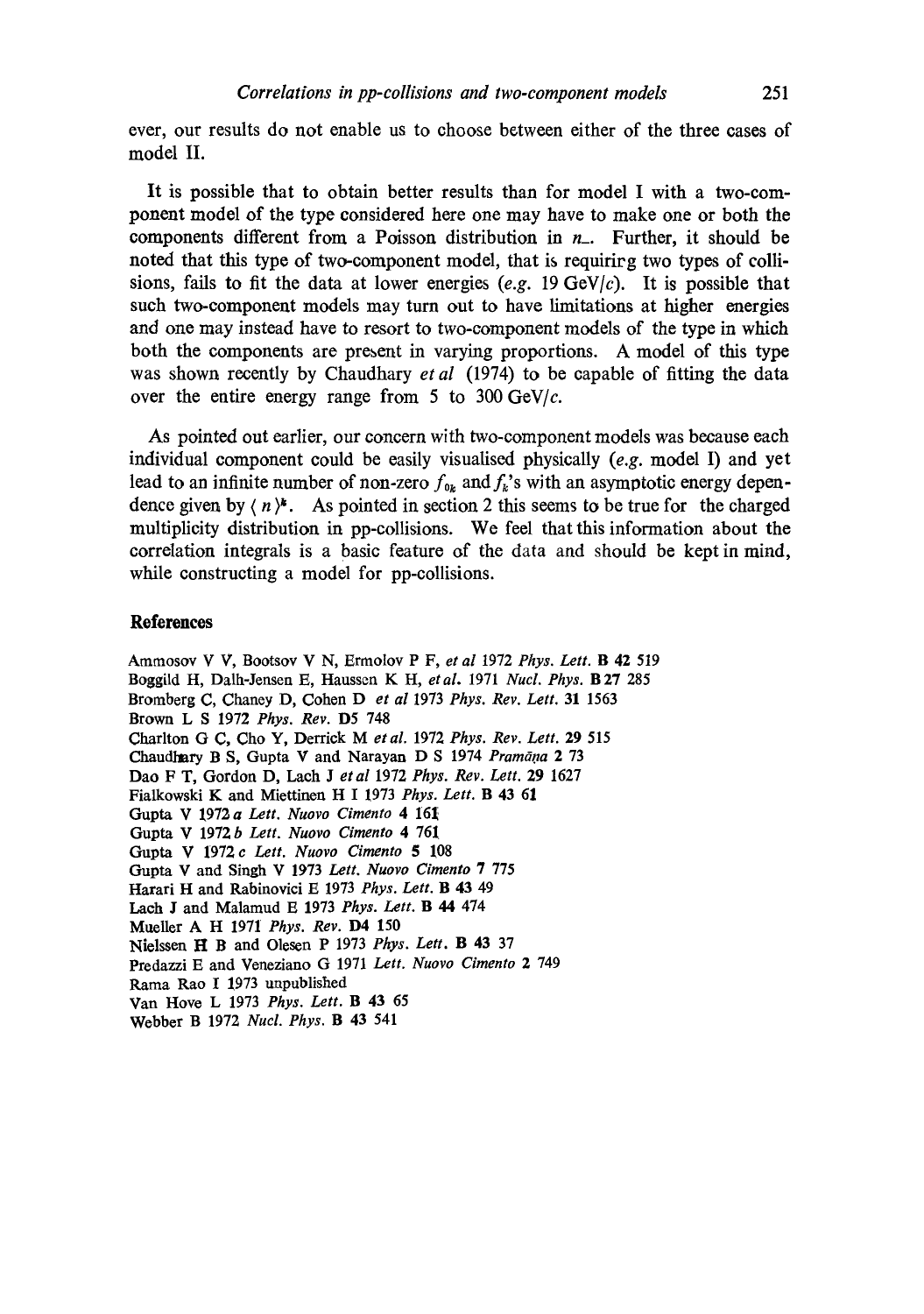ever, our results do not enable us to choose between either of the three cases of model II.

It is possible that to obtain better results than for model I with a two-component model of the type considered here one may have to make one or both the components different from a Poisson distribution in $n_-$. Further, it should be noted that this type of two-component model, that is requiring two types of collisions, fails to fit the data at lower energies (*e.g.* 19 GeV/$c$). It is possible that such two-component models may turn out to have limitations at higher energies and one may instead have to resort to two-component models of the type in which both the components are present in varying proportions. A model of this type was shown recently by Chaudhary *et al* (1974) to be capable of fitting the data over the entire energy range from 5 to 300 GeV/$c$.

As pointed out earlier, our concern with two-component models was because each individual component could be easily visualised physically (*e.g.* model I) and yet lead to an infinite number of non-zero $f_{0k}$ and $f_k$'s with an asymptotic energy dependence given by $\langle n \rangle^k$. As pointed in section 2 this seems to be true for the charged multiplicity distribution in pp-collisions. We feel that this information about the correlation integrals is a basic feature of the data and should be kept in mind, while constructing a model for pp-collisions.

## References

Ammosov V V, Bootsov V N, Ermolov P F, *et al* 1972 *Phys. Lett.* **B 42** 519
Boggild H, Dalh-Jensen E, Haussen K H, *et al.* 1971 *Nucl. Phys.* **B 27** 285
Bromberg C, Chaney D, Cohen D *et al* 1973 *Phys. Rev. Lett.* **31** 1563
Brown L S 1972 *Phys. Rev.* **D5** 748
Charlton G C, Cho Y, Derrick M *et al.* 1972 *Phys. Rev. Lett.* **29** 515
Chaudhary B S, Gupta V and Narayan D S 1974 *Pramāṇa* **2** 73
Dao F T, Gordon D, Lach J *et al* 1972 *Phys. Rev. Lett.* **29** 1627
Fialkowski K and Miettinen H I 1973 *Phys. Lett.* **B 43** 61
Gupta V 1972 *a Lett. Nuovo Cimento* **4** 161
Gupta V 1972 *b Lett. Nuovo Cimento* **4** 761
Gupta V 1972 *c Lett. Nuovo Cimento* **5** 108
Gupta V and Singh V 1973 *Lett. Nuovo Cimento* **7** 775
Harari H and Rabinovici E 1973 *Phys. Lett.* **B 43** 49
Lach J and Malamud E 1973 *Phys. Lett.* **B 44** 474
Mueller A H 1971 *Phys. Rev.* **D4** 150
Nielssen H B and Olesen P 1973 *Phys. Lett.* **B 43** 37
Predazzi E and Veneziano G 1971 *Lett. Nuovo Cimento* **2** 749
Rama Rao I 1973 unpublished
Van Hove L 1973 *Phys. Lett.* **B 43** 65
Webber B 1972 *Nucl. Phys.* **B 43** 541